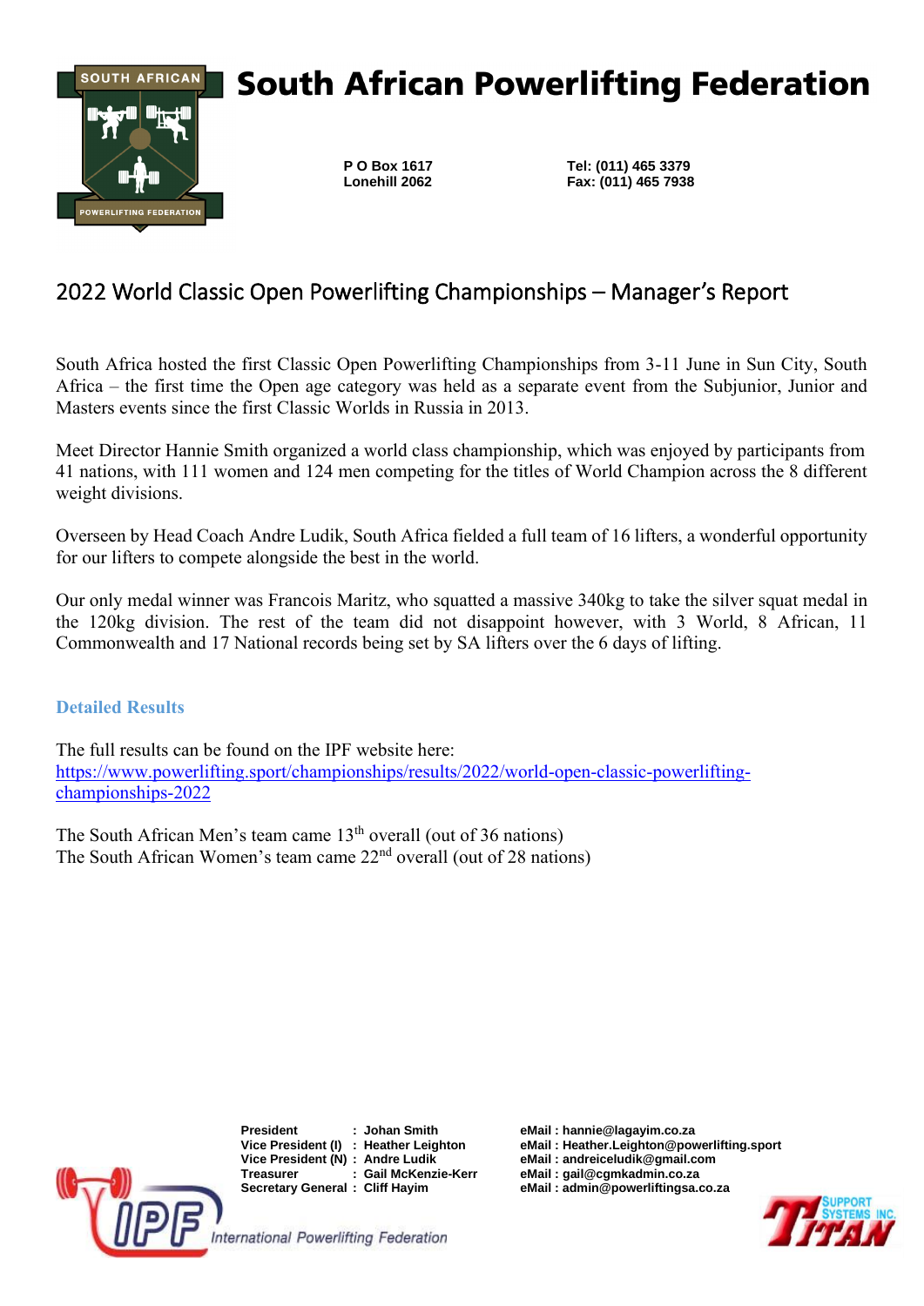# South African Powerlifting Federation

**P O Box 1617**
**Lonehill 2062**

**Tel: (011) 465 3379**
**Fax: (011) 465 7938**

## 2022 World Classic Open Powerlifting Championships – Manager's Report

South Africa hosted the first Classic Open Powerlifting Championships from 3-11 June in Sun City, South Africa – the first time the Open age category was held as a separate event from the Subjunior, Junior and Masters events since the first Classic Worlds in Russia in 2013.

Meet Director Hannie Smith organized a world class championship, which was enjoyed by participants from 41 nations, with 111 women and 124 men competing for the titles of World Champion across the 8 different weight divisions.

Overseen by Head Coach Andre Ludik, South Africa fielded a full team of 16 lifters, a wonderful opportunity for our lifters to compete alongside the best in the world.

Our only medal winner was Francois Maritz, who squatted a massive 340kg to take the silver squat medal in the 120kg division. The rest of the team did not disappoint however, with 3 World, 8 African, 11 Commonwealth and 17 National records being set by SA lifters over the 6 days of lifting.

### Detailed Results

The full results can be found on the IPF website here:
[https://www.powerlifting.sport/championships/results/2022/world-open-classic-powerlifting-championships-2022](https://www.powerlifting.sport/championships/results/2022/world-open-classic-powerlifting-championships-2022)

The South African Men's team came 13th overall (out of 36 nations)
The South African Women's team came 22nd overall (out of 28 nations)

| | | |
|---|---|---|
| **President** | **: Johan Smith** | **eMail : hannie@lagayim.co.za** |
| **Vice President (I)** | **: Heather Leighton** | **eMail : Heather.Leighton@powerlifting.sport** |
| **Vice President (N)** | **: Andre Ludik** | **eMail : andreiceludik@gmail.com** |
| **Treasurer** | **: Gail McKenzie-Kerr** | **eMail : gail@cgmkadmin.co.za** |
| **Secretary General** | **: Cliff Hayim** | **eMail : admin@powerliftingsa.co.za** |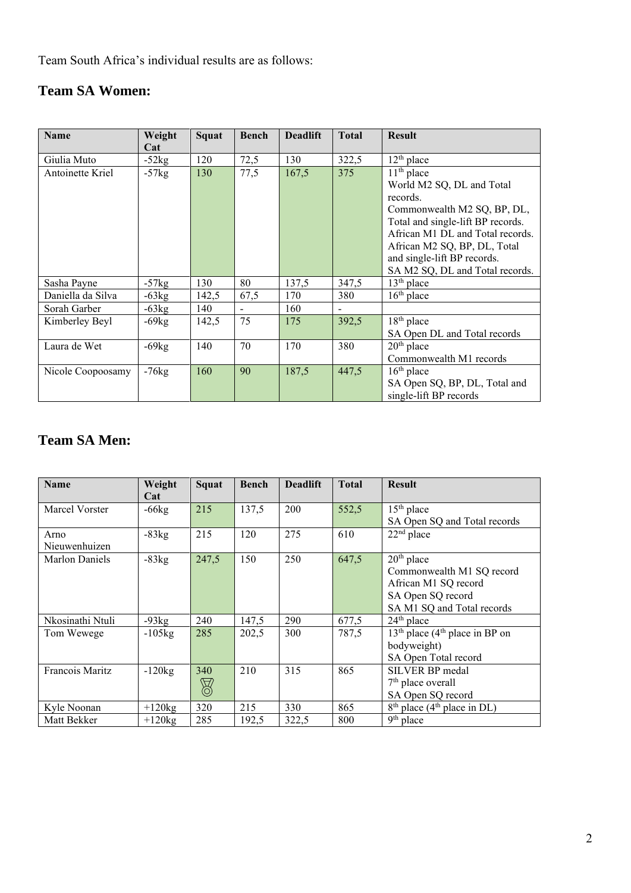Team South Africa's individual results are as follows:

## Team SA Women:

| Name | Weight Cat | Squat | Bench | Deadlift | Total | Result |
|---|---|---|---|---|---|---|
| Giulia Muto | -52kg | 120 | 72,5 | 130 | 322,5 | 12th place |
| Antoinette Kriel | -57kg | 130 | 77,5 | 167,5 | 375 | 11th place<br>World M2 SQ, DL and Total records.<br>Commonwealth M2 SQ, BP, DL, Total and single-lift BP records.<br>African M1 DL and Total records.<br>African M2 SQ, BP, DL, Total and single-lift BP records.<br>SA M2 SQ, DL and Total records. |
| Sasha Payne | -57kg | 130 | 80 | 137,5 | 347,5 | 13th place |
| Daniella da Silva | -63kg | 142,5 | 67,5 | 170 | 380 | 16th place |
| Sorah Garber | -63kg | 140 | - | 160 | - | |
| Kimberley Beyl | -69kg | 142,5 | 75 | 175 | 392,5 | 18th place<br>SA Open DL and Total records |
| Laura de Wet | -69kg | 140 | 70 | 170 | 380 | 20th place<br>Commonwealth M1 records |
| Nicole Coopoosamy | -76kg | 160 | 90 | 187,5 | 447,5 | 16th place<br>SA Open SQ, BP, DL, Total and single-lift BP records |

## Team SA Men:

| Name | Weight Cat | Squat | Bench | Deadlift | Total | Result |
|---|---|---|---|---|---|---|
| Marcel Vorster | -66kg | 215 | 137,5 | 200 | 552,5 | 15th place<br>SA Open SQ and Total records |
| Arno Nieuwenhuizen | -83kg | 215 | 120 | 275 | 610 | 22nd place |
| Marlon Daniels | -83kg | 247,5 | 150 | 250 | 647,5 | 20th place<br>Commonwealth M1 SQ record<br>African M1 SQ record<br>SA Open SQ record<br>SA M1 SQ and Total records |
| Nkosinathi Ntuli | -93kg | 240 | 147,5 | 290 | 677,5 | 24th place |
| Tom Wewege | -105kg | 285 | 202,5 | 300 | 787,5 | 13th place (4th place in BP on bodyweight)<br>SA Open Total record |
| Francois Maritz | -120kg | 340 | 210 | 315 | 865 | SILVER BP medal<br>7th place overall<br>SA Open SQ record |
| Kyle Noonan | +120kg | 320 | 215 | 330 | 865 | 8th place (4th place in DL) |
| Matt Bekker | +120kg | 285 | 192,5 | 322,5 | 800 | 9th place |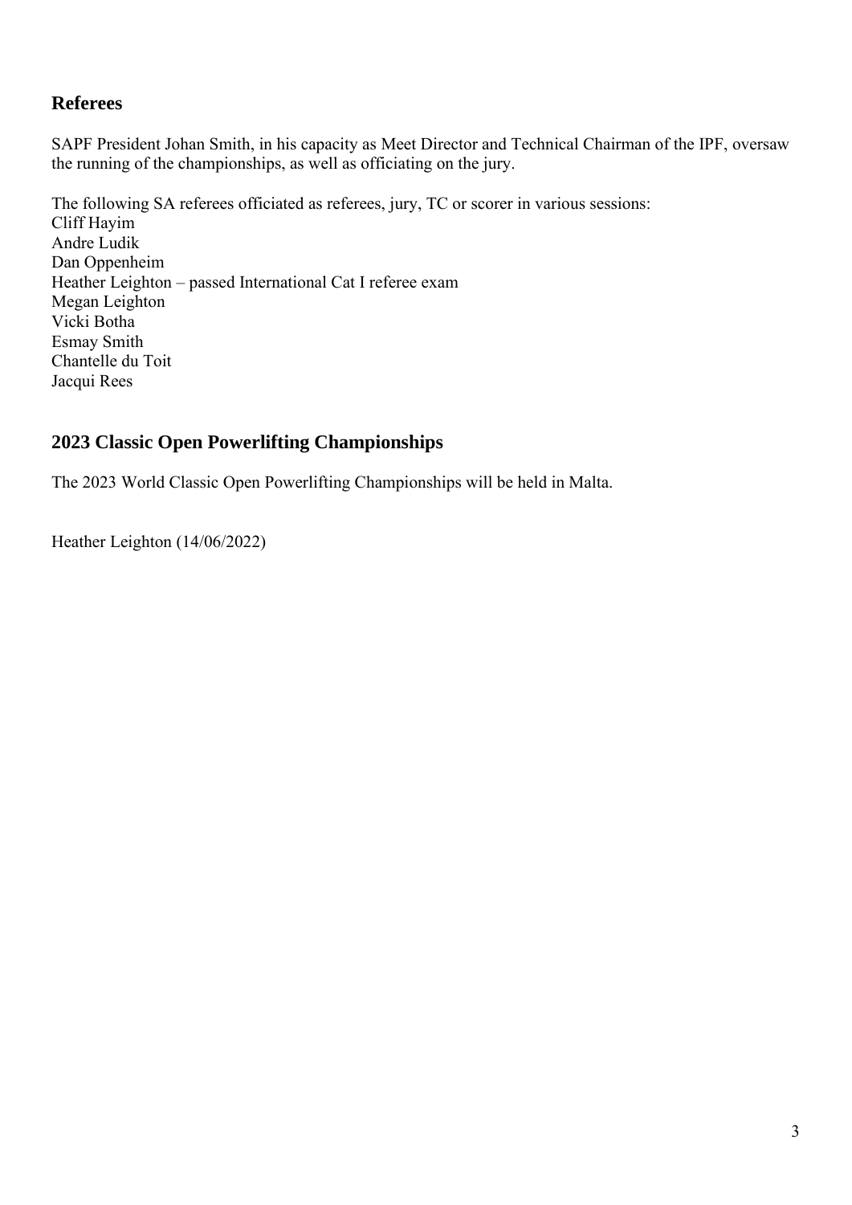## Referees

SAPF President Johan Smith, in his capacity as Meet Director and Technical Chairman of the IPF, oversaw the running of the championships, as well as officiating on the jury.

The following SA referees officiated as referees, jury, TC or scorer in various sessions:
Cliff Hayim
Andre Ludik
Dan Oppenheim
Heather Leighton – passed International Cat I referee exam
Megan Leighton
Vicki Botha
Esmay Smith
Chantelle du Toit
Jacqui Rees

## 2023 Classic Open Powerlifting Championships

The 2023 World Classic Open Powerlifting Championships will be held in Malta.

Heather Leighton (14/06/2022)